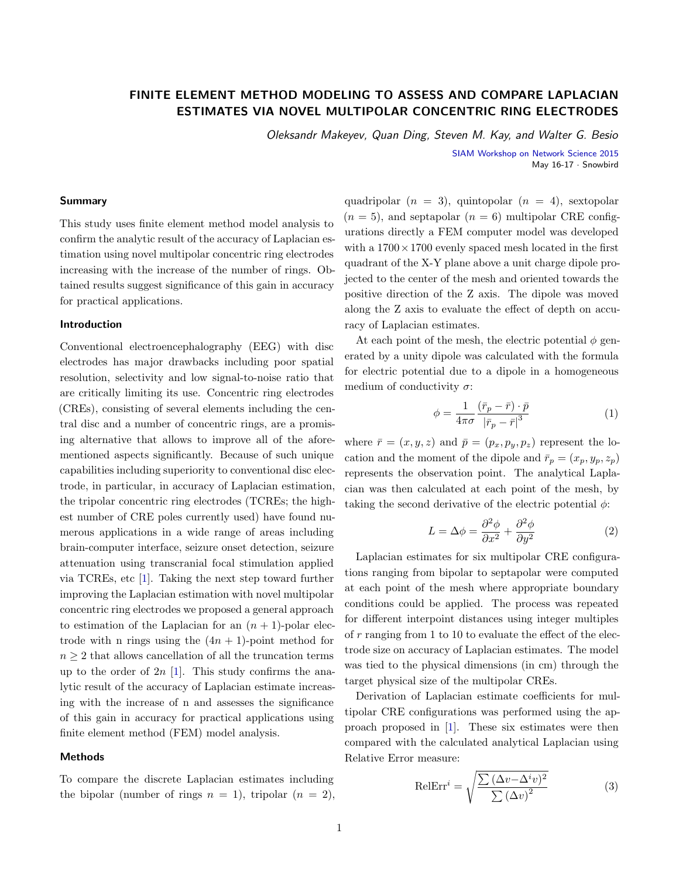# FINITE ELEMENT METHOD MODELING TO ASSESS AND COMPARE LAPLACIAN ESTIMATES VIA NOVEL MULTIPOLAR CONCENTRIC RING ELECTRODES

*Oleksandr Makeyev, Quan Ding, Steven M. Kay, and Walter G. Besio*

SIAM Workshop on Network Science 2015
May 16-17 · Snowbird

### Summary

This study uses finite element method model analysis to confirm the analytic result of the accuracy of Laplacian estimation using novel multipolar concentric ring electrodes increasing with the increase of the number of rings. Obtained results suggest significance of this gain in accuracy for practical applications.

### Introduction

Conventional electroencephalography (EEG) with disc electrodes has major drawbacks including poor spatial resolution, selectivity and low signal-to-noise ratio that are critically limiting its use. Concentric ring electrodes (CREs), consisting of several elements including the central disc and a number of concentric rings, are a promising alternative that allows to improve all of the aforementioned aspects significantly. Because of such unique capabilities including superiority to conventional disc electrode, in particular, in accuracy of Laplacian estimation, the tripolar concentric ring electrodes (TCREs; the highest number of CRE poles currently used) have found numerous applications in a wide range of areas including brain-computer interface, seizure onset detection, seizure attenuation using transcranial focal stimulation applied via TCREs, etc [1]. Taking the next step toward further improving the Laplacian estimation with novel multipolar concentric ring electrodes we proposed a general approach to estimation of the Laplacian for an $(n+1)$-polar electrode with n rings using the $(4n+1)$-point method for $n \geq 2$ that allows cancellation of all the truncation terms up to the order of $2n$ [1]. This study confirms the analytic result of the accuracy of Laplacian estimate increasing with the increase of n and assesses the significance of this gain in accuracy for practical applications using finite element method (FEM) model analysis.

### Methods

To compare the discrete Laplacian estimates including the bipolar (number of rings $n = 1$), tripolar ($n = 2$), quadripolar ($n = 3$), quintopolar ($n = 4$), sextopolar ($n = 5$), and septapolar ($n = 6$) multipolar CRE configurations directly a FEM computer model was developed with a $1700 \times 1700$ evenly spaced mesh located in the first quadrant of the X-Y plane above a unit charge dipole projected to the center of the mesh and oriented towards the positive direction of the Z axis. The dipole was moved along the Z axis to evaluate the effect of depth on accuracy of Laplacian estimates.

At each point of the mesh, the electric potential $\phi$ generated by a unity dipole was calculated with the formula for electric potential due to a dipole in a homogeneous medium of conductivity $\sigma$:

$$\phi = \frac{1}{4\pi\sigma} \frac{(\bar{r}_p - \bar{r}) \cdot \bar{p}}{|\bar{r}_p - \bar{r}|^3} \tag{1}$$

where $\bar{r} = (x, y, z)$ and $\bar{p} = (p_x, p_y, p_z)$ represent the location and the moment of the dipole and $\bar{r}_p = (x_p, y_p, z_p)$ represents the observation point. The analytical Laplacian was then calculated at each point of the mesh, by taking the second derivative of the electric potential $\phi$:

$$L = \Delta\phi = \frac{\partial^2 \phi}{\partial x^2} + \frac{\partial^2 \phi}{\partial y^2} \tag{2}$$

Laplacian estimates for six multipolar CRE configurations ranging from bipolar to septapolar were computed at each point of the mesh where appropriate boundary conditions could be applied. The process was repeated for different interpoint distances using integer multiples of $r$ ranging from 1 to 10 to evaluate the effect of the electrode size on accuracy of Laplacian estimates. The model was tied to the physical dimensions (in cm) through the target physical size of the multipolar CREs.

Derivation of Laplacian estimate coefficients for multipolar CRE configurations was performed using the approach proposed in [1]. These six estimates were then compared with the calculated analytical Laplacian using Relative Error measure:

$$\text{RelErr}^i = \sqrt{\frac{\sum (\Delta v - \Delta^i v)^2}{\sum (\Delta v)^2}} \tag{3}$$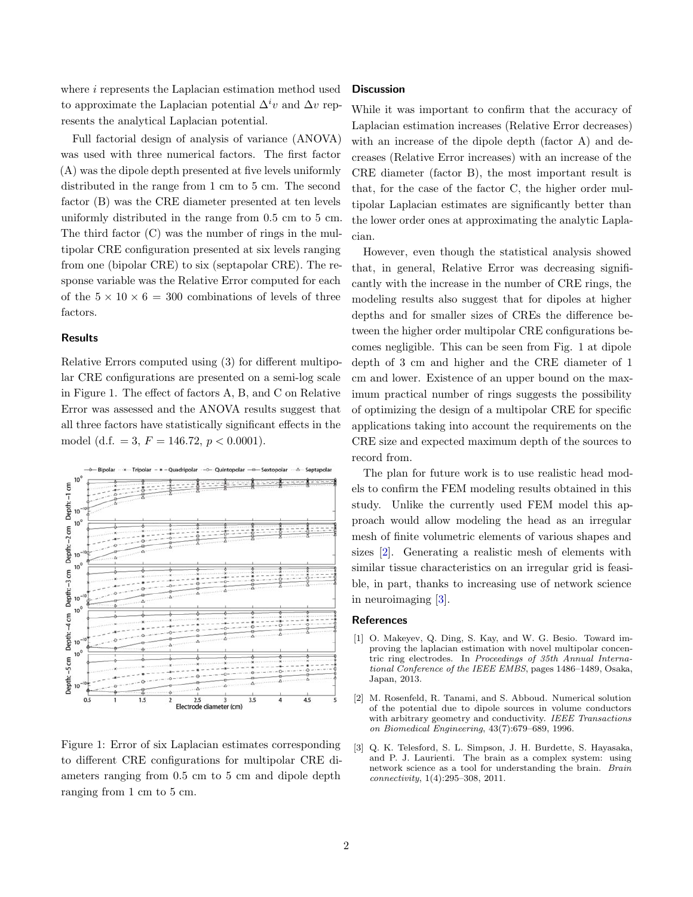where $i$ represents the Laplacian estimation method used to approximate the Laplacian potential $\Delta^i v$ and $\Delta v$ represents the analytical Laplacian potential.

Full factorial design of analysis of variance (ANOVA) was used with three numerical factors. The first factor (A) was the dipole depth presented at five levels uniformly distributed in the range from 1 cm to 5 cm. The second factor (B) was the CRE diameter presented at ten levels uniformly distributed in the range from 0.5 cm to 5 cm. The third factor (C) was the number of rings in the multipolar CRE configuration presented at six levels ranging from one (bipolar CRE) to six (septapolar CRE). The response variable was the Relative Error computed for each of the $5 \times 10 \times 6 = 300$ combinations of levels of three factors.

### Results

Relative Errors computed using (3) for different multipolar CRE configurations are presented on a semi-log scale in Figure 1. The effect of factors A, B, and C on Relative Error was assessed and the ANOVA results suggest that all three factors have statistically significant effects in the model (d.f. $= 3$, $F = 146.72$, $p < 0.0001$).

Bipolar Tripolar Quadripolar Quintopolar Sextopolar Septapolar

Depth: ~1 cm
Depth: ~2 cm
Depth: ~3 cm
Depth: ~4 cm
Depth: ~5 cm

$10^0$
$10^{-10}$

0.5 1 1.5 2 2.5 3 3.5 4 4.5 5

Electrode diameter (cm)

Figure 1: Error of six Laplacian estimates corresponding to different CRE configurations for multipolar CRE diameters ranging from 0.5 cm to 5 cm and dipole depth ranging from 1 cm to 5 cm.

### Discussion

While it was important to confirm that the accuracy of Laplacian estimation increases (Relative Error decreases) with an increase of the dipole depth (factor A) and decreases (Relative Error increases) with an increase of the CRE diameter (factor B), the most important result is that, for the case of the factor C, the higher order multipolar Laplacian estimates are significantly better than the lower order ones at approximating the analytic Laplacian.

However, even though the statistical analysis showed that, in general, Relative Error was decreasing significantly with the increase in the number of CRE rings, the modeling results also suggest that for dipoles at higher depths and for smaller sizes of CREs the difference between the higher order multipolar CRE configurations becomes negligible. This can be seen from Fig. 1 at dipole depth of 3 cm and higher and the CRE diameter of 1 cm and lower. Existence of an upper bound on the maximum practical number of rings suggests the possibility of optimizing the design of a multipolar CRE for specific applications taking into account the requirements on the CRE size and expected maximum depth of the sources to record from.

The plan for future work is to use realistic head models to confirm the FEM modeling results obtained in this study. Unlike the currently used FEM model this approach would allow modeling the head as an irregular mesh of finite volumetric elements of various shapes and sizes [2]. Generating a realistic mesh of elements with similar tissue characteristics on an irregular grid is feasible, in part, thanks to increasing use of network science in neuroimaging [3].

### References

[1] O. Makeyev, Q. Ding, S. Kay, and W. G. Besio. Toward improving the laplacian estimation with novel multipolar concentric ring electrodes. In *Proceedings of 35th Annual International Conference of the IEEE EMBS*, pages 1486–1489, Osaka, Japan, 2013.

[2] M. Rosenfeld, R. Tanami, and S. Abboud. Numerical solution of the potential due to dipole sources in volume conductors with arbitrary geometry and conductivity. *IEEE Transactions on Biomedical Engineering*, 43(7):679–689, 1996.

[3] Q. K. Telesford, S. L. Simpson, J. H. Burdette, S. Hayasaka, and P. J. Laurienti. The brain as a complex system: using network science as a tool for understanding the brain. *Brain connectivity*, 1(4):295–308, 2011.